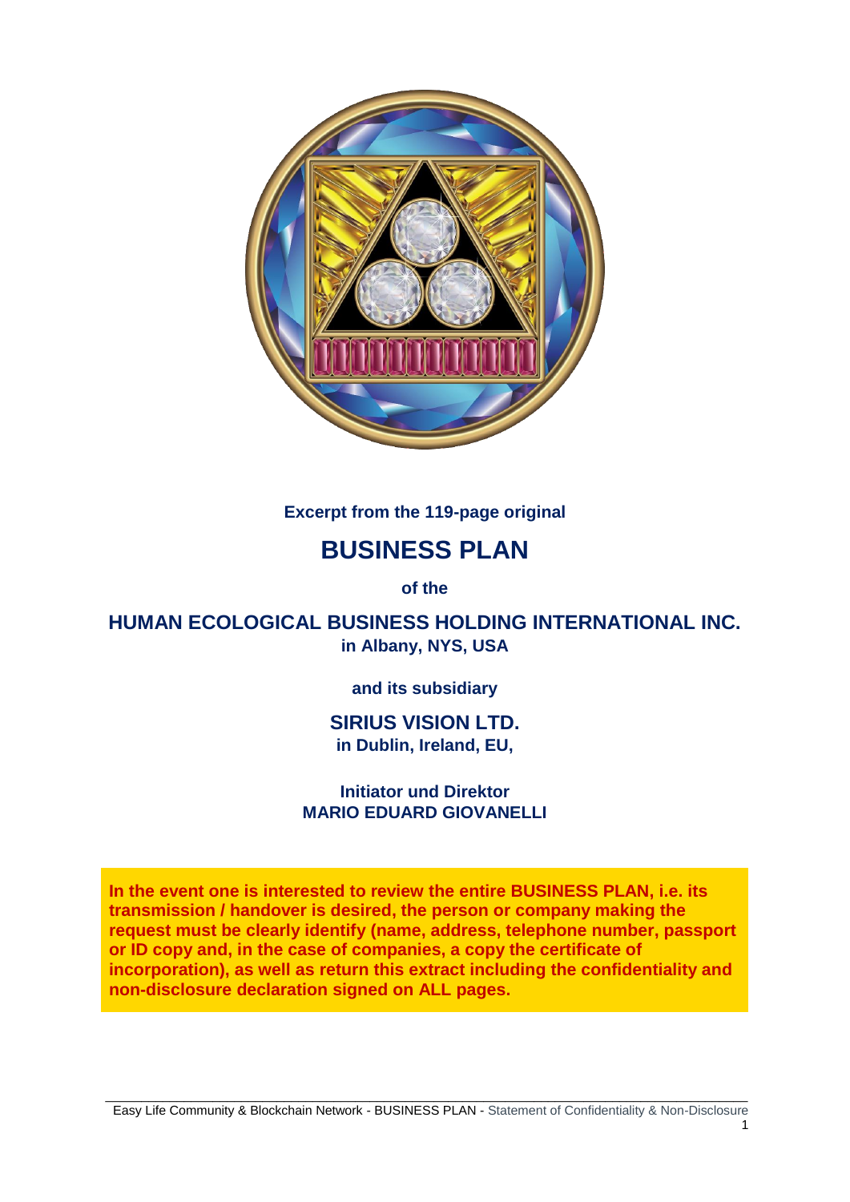**Excerpt from the 119-page original**

# BUSINESS PLAN

**of the**

## HUMAN ECOLOGICAL BUSINESS HOLDING INTERNATIONAL INC.

**in Albany, NYS, USA**

**and its subsidiary**

## SIRIUS VISION LTD.

**in Dublin, Ireland, EU,**

**Initiator und Direktor**
**MARIO EDUARD GIOVANELLI**

**In the event one is interested to review the entire BUSINESS PLAN, i.e. its transmission / handover is desired, the person or company making the request must be clearly identify (name, address, telephone number, passport or ID copy and, in the case of companies, a copy the certificate of incorporation), as well as return this extract including the confidentiality and non-disclosure declaration signed on ALL pages.**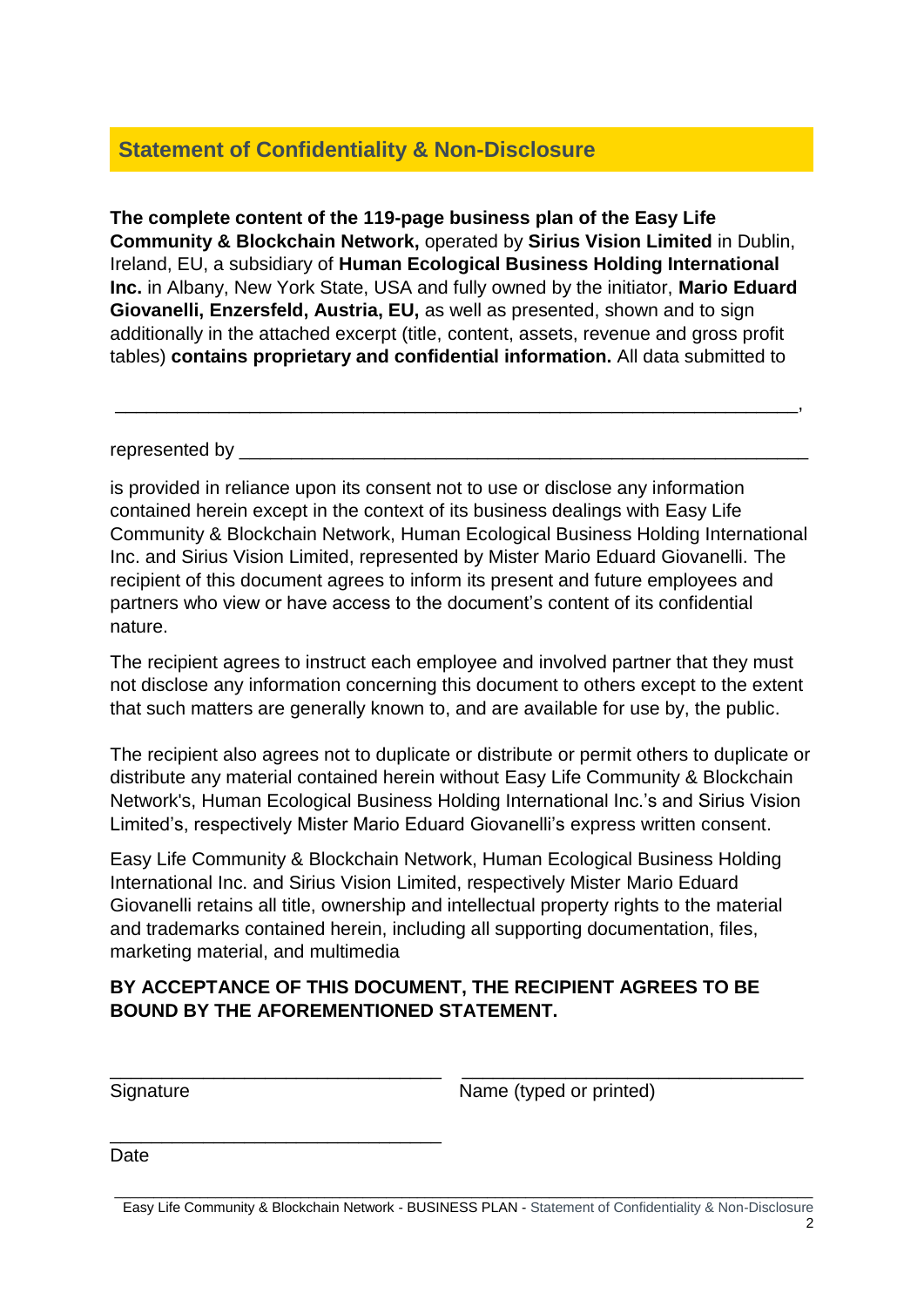## Statement of Confidentiality & Non-Disclosure

**The complete content of the 119-page business plan of the Easy Life Community & Blockchain Network,** operated by **Sirius Vision Limited** in Dublin, Ireland, EU, a subsidiary of **Human Ecological Business Holding International Inc.** in Albany, New York State, USA and fully owned by the initiator, **Mario Eduard Giovanelli, Enzersfeld, Austria, EU,** as well as presented, shown and to sign additionally in the attached excerpt (title, content, assets, revenue and gross profit tables) **contains proprietary and confidential information.** All data submitted to

______________________________________________________________________,

represented by ____________________________________________________

is provided in reliance upon its consent not to use or disclose any information contained herein except in the context of its business dealings with Easy Life Community & Blockchain Network, Human Ecological Business Holding International Inc. and Sirius Vision Limited, represented by Mister Mario Eduard Giovanelli. The recipient of this document agrees to inform its present and future employees and partners who view or have access to the document's content of its confidential nature.

The recipient agrees to instruct each employee and involved partner that they must not disclose any information concerning this document to others except to the extent that such matters are generally known to, and are available for use by, the public.

The recipient also agrees not to duplicate or distribute or permit others to duplicate or distribute any material contained herein without Easy Life Community & Blockchain Network's, Human Ecological Business Holding International Inc.'s and Sirius Vision Limited's, respectively Mister Mario Eduard Giovanelli's express written consent.

Easy Life Community & Blockchain Network, Human Ecological Business Holding International Inc. and Sirius Vision Limited, respectively Mister Mario Eduard Giovanelli retains all title, ownership and intellectual property rights to the material and trademarks contained herein, including all supporting documentation, files, marketing material, and multimedia

**BY ACCEPTANCE OF THIS DOCUMENT, THE RECIPIENT AGREES TO BE BOUND BY THE AFOREMENTIONED STATEMENT.**

________________________________ ________________________________

Signature Name (typed or printed)

________________________________

Date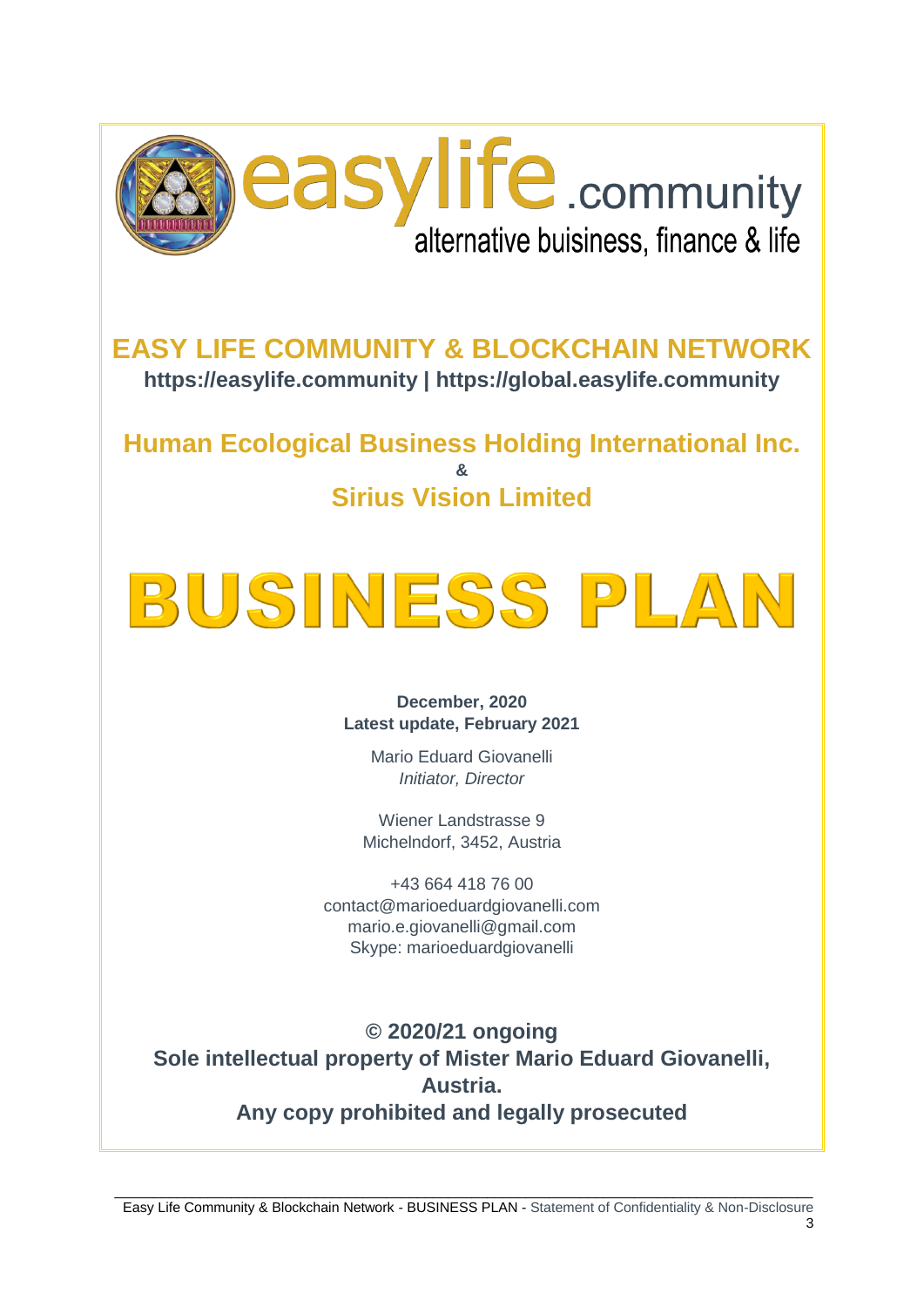easylife.community

alternative buisiness, finance & life

# EASY LIFE COMMUNITY & BLOCKCHAIN NETWORK

**https://easylife.community | https://global.easylife.community**

## Human Ecological Business Holding International Inc.

**&**

## Sirius Vision Limited

# BUSINESS PLAN

**December, 2020**
**Latest update, February 2021**

Mario Eduard Giovanelli
*Initiator, Director*

Wiener Landstrasse 9
Michelndorf, 3452, Austria

+43 664 418 76 00
contact@marioeduardgiovanelli.com
mario.e.giovanelli@gmail.com
Skype: marioeduardgiovanelli

**© 2020/21 ongoing**
**Sole intellectual property of Mister Mario Eduard Giovanelli, Austria.**
**Any copy prohibited and legally prosecuted**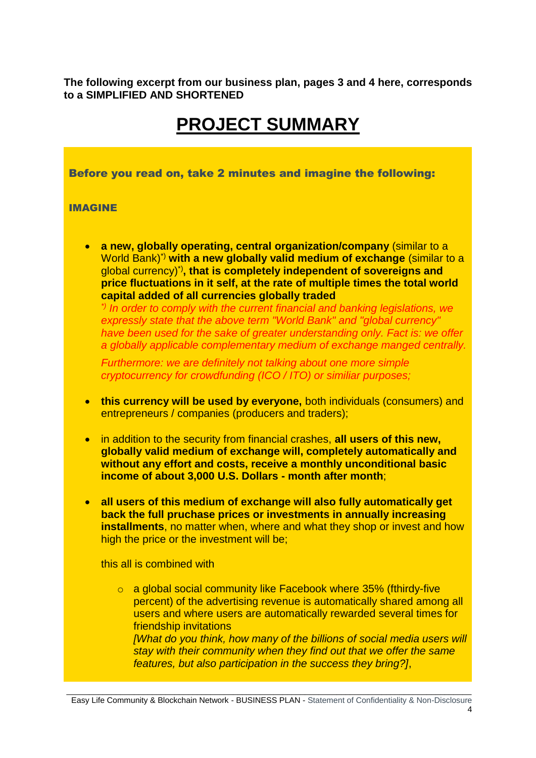**The following excerpt from our business plan, pages 3 and 4 here, corresponds to a SIMPLIFIED AND SHORTENED**

# PROJECT SUMMARY

**Before you read on, take 2 minutes and imagine the following:**

**IMAGINE**

- **a new, globally operating, central organization/company** (similar to a World Bank)*) **with a new globally valid medium of exchange** (similar to a global currency)*), **that is completely independent of sovereigns and price fluctuations in it self, at the rate of multiple times the total world capital added of all currencies globally traded**
  *\*) In order to comply with the current financial and banking legislations, we expressly state that the above term "World Bank" and "global currency" have been used for the sake of greater understanding only. Fact is: we offer a globally applicable complementary medium of exchange manged centrally.*

  *Furthermore: we are definitely not talking about one more simple cryptocurrency for crowdfunding (ICO / ITO) or similiar purposes;*

- **this currency will be used by everyone,** both individuals (consumers) and entrepreneurs / companies (producers and traders);

- in addition to the security from financial crashes, **all users of this new, globally valid medium of exchange will, completely automatically and without any effort and costs, receive a monthly unconditional basic income of about 3,000 U.S. Dollars - month after month**;

- **all users of this medium of exchange will also fully automatically get back the full pruchase prices or investments in annually increasing installments**, no matter when, where and what they shop or invest and how high the price or the investment will be;

  this all is combined with

  - a global social community like Facebook where 35% (fthirdy-five percent) of the advertising revenue is automatically shared among all users and where users are automatically rewarded several times for friendship invitations
    *[What do you think, how many of the billions of social media users will stay with their community when they find out that we offer the same features, but also participation in the success they bring?]*,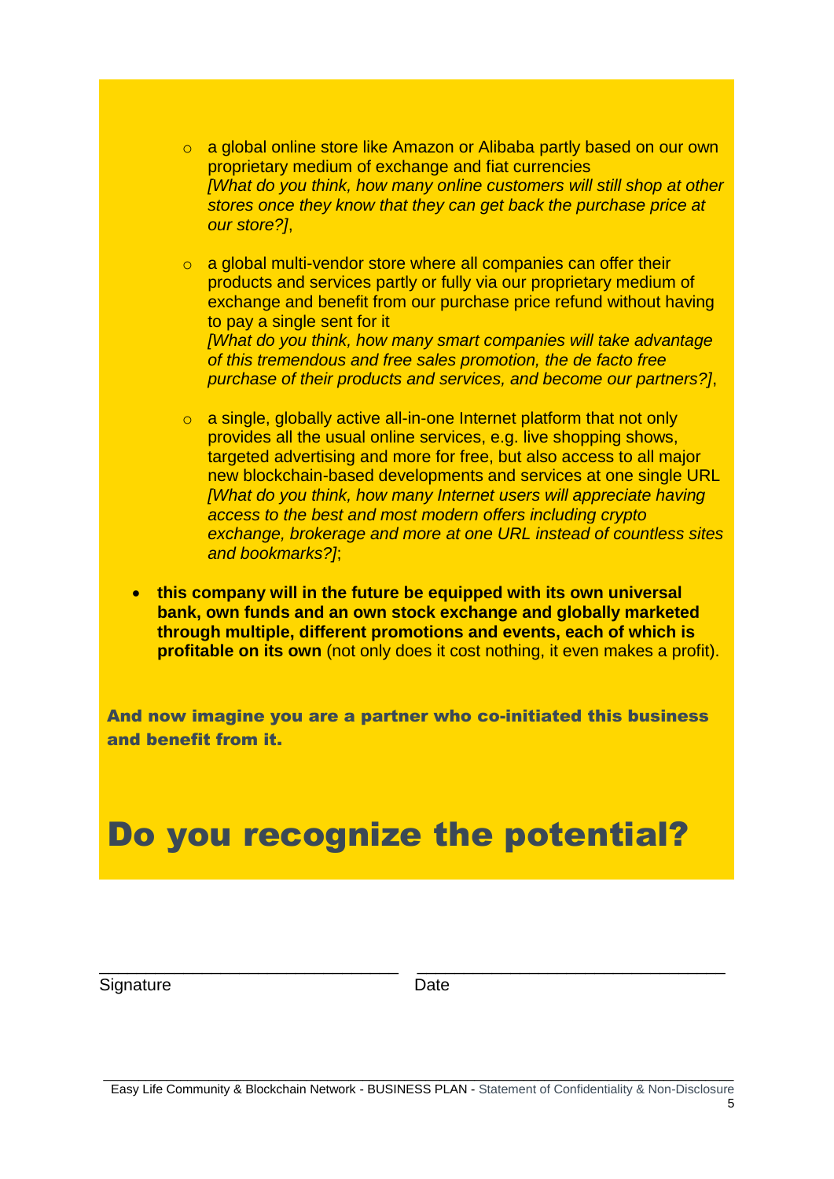- a global online store like Amazon or Alibaba partly based on our own proprietary medium of exchange and fiat currencies
  *[What do you think, how many online customers will still shop at other stores once they know that they can get back the purchase price at our store?]*,

- a global multi-vendor store where all companies can offer their products and services partly or fully via our proprietary medium of exchange and benefit from our purchase price refund without having to pay a single sent for it
  *[What do you think, how many smart companies will take advantage of this tremendous and free sales promotion, the de facto free purchase of their products and services, and become our partners?]*,

- a single, globally active all-in-one Internet platform that not only provides all the usual online services, e.g. live shopping shows, targeted advertising and more for free, but also access to all major new blockchain-based developments and services at one single URL
  *[What do you think, how many Internet users will appreciate having access to the best and most modern offers including crypto exchange, brokerage and more at one URL instead of countless sites and bookmarks?]*;

- **this company will in the future be equipped with its own universal bank, own funds and an own stock exchange and globally marketed through multiple, different promotions and events, each of which is profitable on its own** (not only does it cost nothing, it even makes a profit).

**And now imagine you are a partner who co-initiated this business and benefit from it.**

# Do you recognize the potential?

\_\_\_\_\_\_\_\_\_\_\_\_\_\_\_\_\_\_\_\_\_\_\_\_\_\_\_\_\_\_ \_\_\_\_\_\_\_\_\_\_\_\_\_\_\_\_\_\_\_\_\_\_\_\_\_\_\_\_\_\_

Signature Date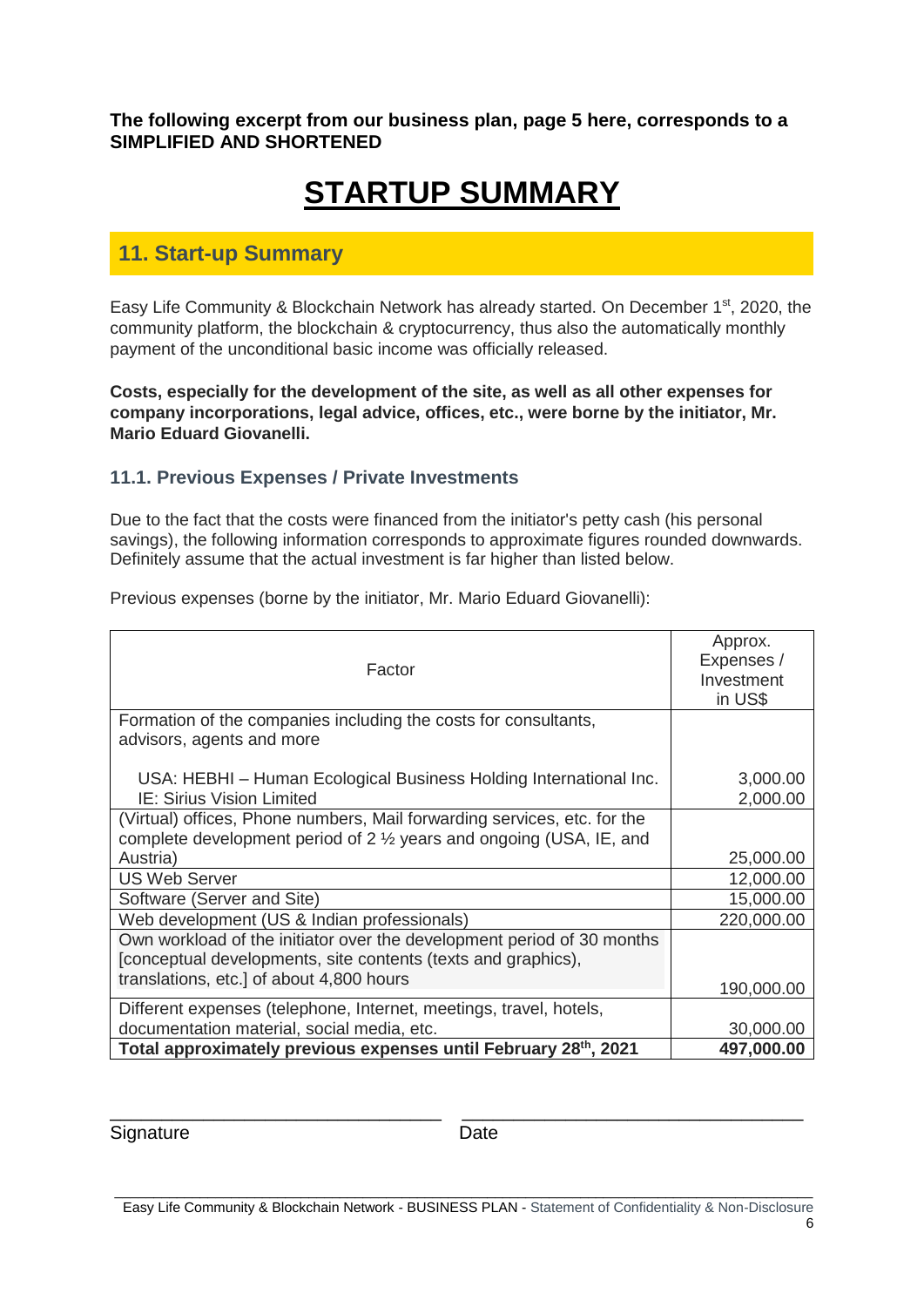**The following excerpt from our business plan, page 5 here, corresponds to a SIMPLIFIED AND SHORTENED**

# STARTUP SUMMARY

## 11. Start-up Summary

Easy Life Community & Blockchain Network has already started. On December 1st, 2020, the community platform, the blockchain & cryptocurrency, thus also the automatically monthly payment of the unconditional basic income was officially released.

**Costs, especially for the development of the site, as well as all other expenses for company incorporations, legal advice, offices, etc., were borne by the initiator, Mr. Mario Eduard Giovanelli.**

### 11.1. Previous Expenses / Private Investments

Due to the fact that the costs were financed from the initiator's petty cash (his personal savings), the following information corresponds to approximate figures rounded downwards. Definitely assume that the actual investment is far higher than listed below.

Previous expenses (borne by the initiator, Mr. Mario Eduard Giovanelli):

| Factor | Approx. Expenses / Investment in US$ |
|---|---|
| Formation of the companies including the costs for consultants, advisors, agents and more | |
| USA: HEBHI – Human Ecological Business Holding International Inc. | 3,000.00 |
| IE: Sirius Vision Limited | 2,000.00 |
| (Virtual) offices, Phone numbers, Mail forwarding services, etc. for the complete development period of 2 ½ years and ongoing (USA, IE, and Austria) | 25,000.00 |
| US Web Server | 12,000.00 |
| Software (Server and Site) | 15,000.00 |
| Web development (US & Indian professionals) | 220,000.00 |
| Own workload of the initiator over the development period of 30 months [conceptual developments, site contents (texts and graphics), translations, etc.] of about 4,800 hours | 190,000.00 |
| Different expenses (telephone, Internet, meetings, travel, hotels, documentation material, social media, etc. | 30,000.00 |
| **Total approximately previous expenses until February 28th, 2021** | **497,000.00** |

Signature ______________________ Date ______________________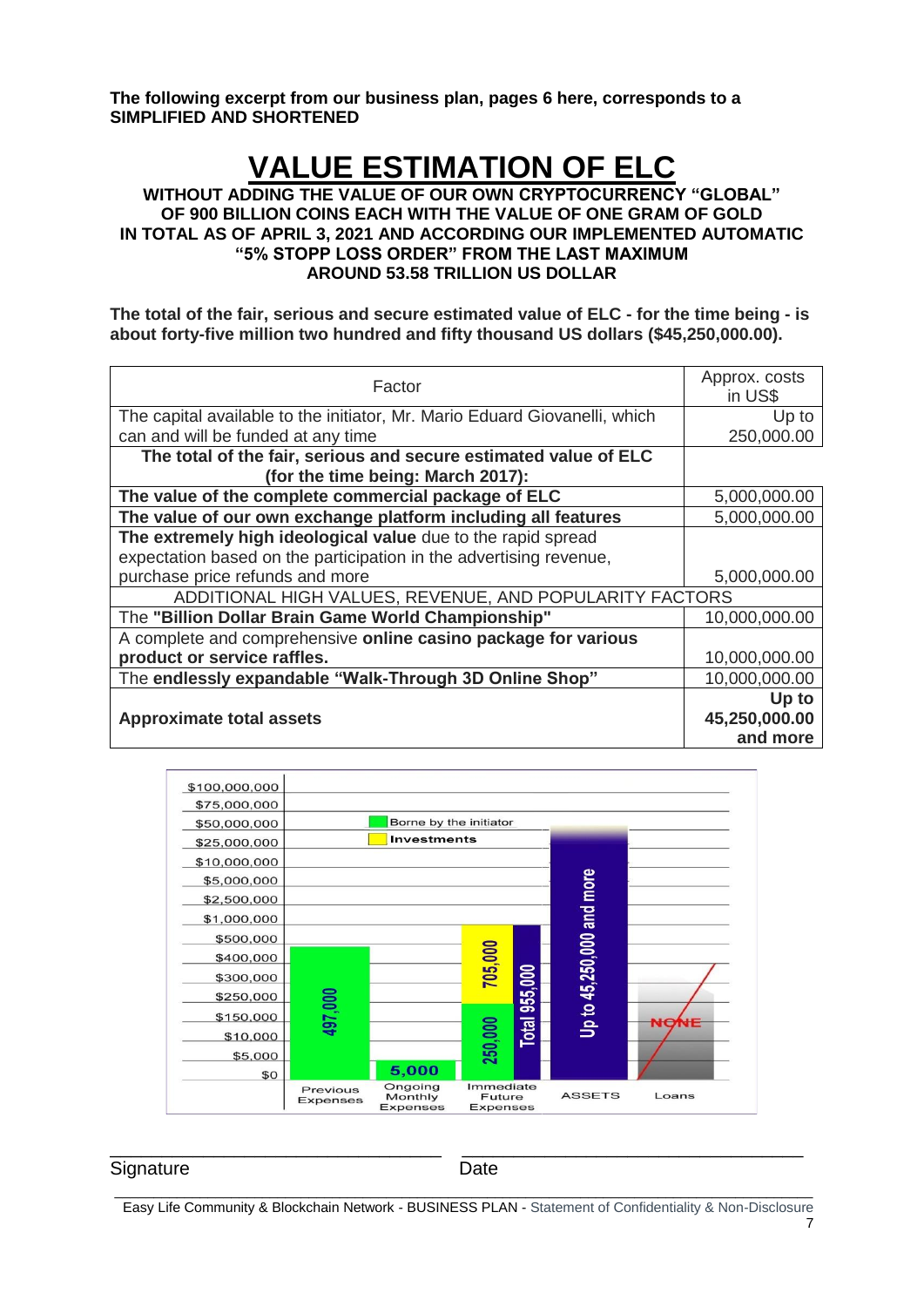**The following excerpt from our business plan, pages 6 here, corresponds to a SIMPLIFIED AND SHORTENED**

# VALUE ESTIMATION OF ELC

**WITHOUT ADDING THE VALUE OF OUR OWN CRYPTOCURRENCY "GLOBAL" OF 900 BILLION COINS EACH WITH THE VALUE OF ONE GRAM OF GOLD IN TOTAL AS OF APRIL 3, 2021 AND ACCORDING OUR IMPLEMENTED AUTOMATIC "5% STOPP LOSS ORDER" FROM THE LAST MAXIMUM AROUND 53.58 TRILLION US DOLLAR**

**The total of the fair, serious and secure estimated value of ELC - for the time being - is about forty-five million two hundred and fifty thousand US dollars ($45,250,000.00).**

| Factor | Approx. costs in US$ |
|---|---|
| The capital available to the initiator, Mr. Mario Eduard Giovanelli, which can and will be funded at any time | Up to 250,000.00 |
| **The total of the fair, serious and secure estimated value of ELC (for the time being: March 2017):** | |
| **The value of the complete commercial package of ELC** | 5,000,000.00 |
| **The value of our own exchange platform including all features** | 5,000,000.00 |
| **The extremely high ideological value** due to the rapid spread expectation based on the participation in the advertising revenue, purchase price refunds and more | 5,000,000.00 |
| ADDITIONAL HIGH VALUES, REVENUE, AND POPULARITY FACTORS | |
| The **"Billion Dollar Brain Game World Championship"** | 10,000,000.00 |
| A complete and comprehensive **online casino package for various product or service raffles.** | 10,000,000.00 |
| The **endlessly expandable "Walk-Through 3D Online Shop"** | 10,000,000.00 |
| **Approximate total assets** | **Up to 45,250,000.00 and more** |

Chart legend: Borne by the initiator; Investments

| Category | Value |
|---|---|
| Previous Expenses | 497,000 |
| Ongoing Monthly Expenses | 5,000 |
| Immediate Future Expenses | 250,000 + 705,000 = Total 955,000 |
| ASSETS | Up to 45,250,000 and more |
| Loans | NONE |

Signature　　　　　　　　　　　　　　Date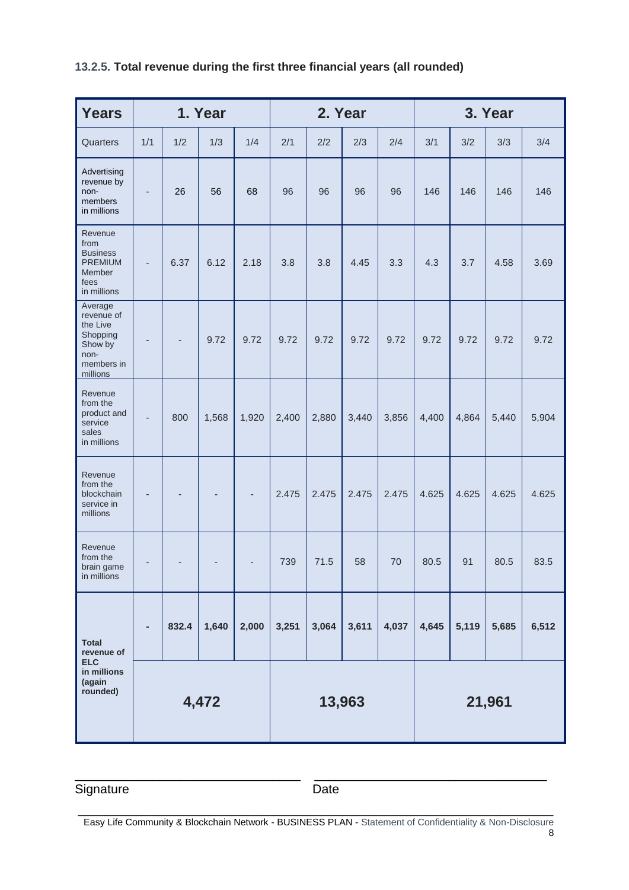### 13.2.5. Total revenue during the first three financial years (all rounded)

| Years | 1. Year | | | | 2. Year | | | | 3. Year | | | |
|---|---|---|---|---|---|---|---|---|---|---|---|---|
| Quarters | 1/1 | 1/2 | 1/3 | 1/4 | 2/1 | 2/2 | 2/3 | 2/4 | 3/1 | 3/2 | 3/3 | 3/4 |
| Advertising revenue by non-members in millions | - | 26 | 56 | 68 | 96 | 96 | 96 | 96 | 146 | 146 | 146 | 146 |
| Revenue from Business PREMIUM Member fees in millions | - | 6.37 | 6.12 | 2.18 | 3.8 | 3.8 | 4.45 | 3.3 | 4.3 | 3.7 | 4.58 | 3.69 |
| Average revenue of the Live Shopping Show by non-members in millions | - | - | 9.72 | 9.72 | 9.72 | 9.72 | 9.72 | 9.72 | 9.72 | 9.72 | 9.72 | 9.72 |
| Revenue from the product and service sales in millions | - | 800 | 1,568 | 1,920 | 2,400 | 2,880 | 3,440 | 3,856 | 4,400 | 4,864 | 5,440 | 5,904 |
| Revenue from the blockchain service in millions | - | - | - | - | 2.475 | 2.475 | 2.475 | 2.475 | 4.625 | 4.625 | 4.625 | 4.625 |
| Revenue from the brain game in millions | - | - | - | - | 739 | 71.5 | 58 | 70 | 80.5 | 91 | 80.5 | 83.5 |
| **Total revenue of ELC in millions (again rounded)** | **-** | **832.4** | **1,640** | **2,000** | **3,251** | **3,064** | **3,611** | **4,037** | **4,645** | **5,119** | **5,685** | **6,512** |
| | **4,472** | | | | **13,963** | | | | **21,961** | | | |

Signature

Date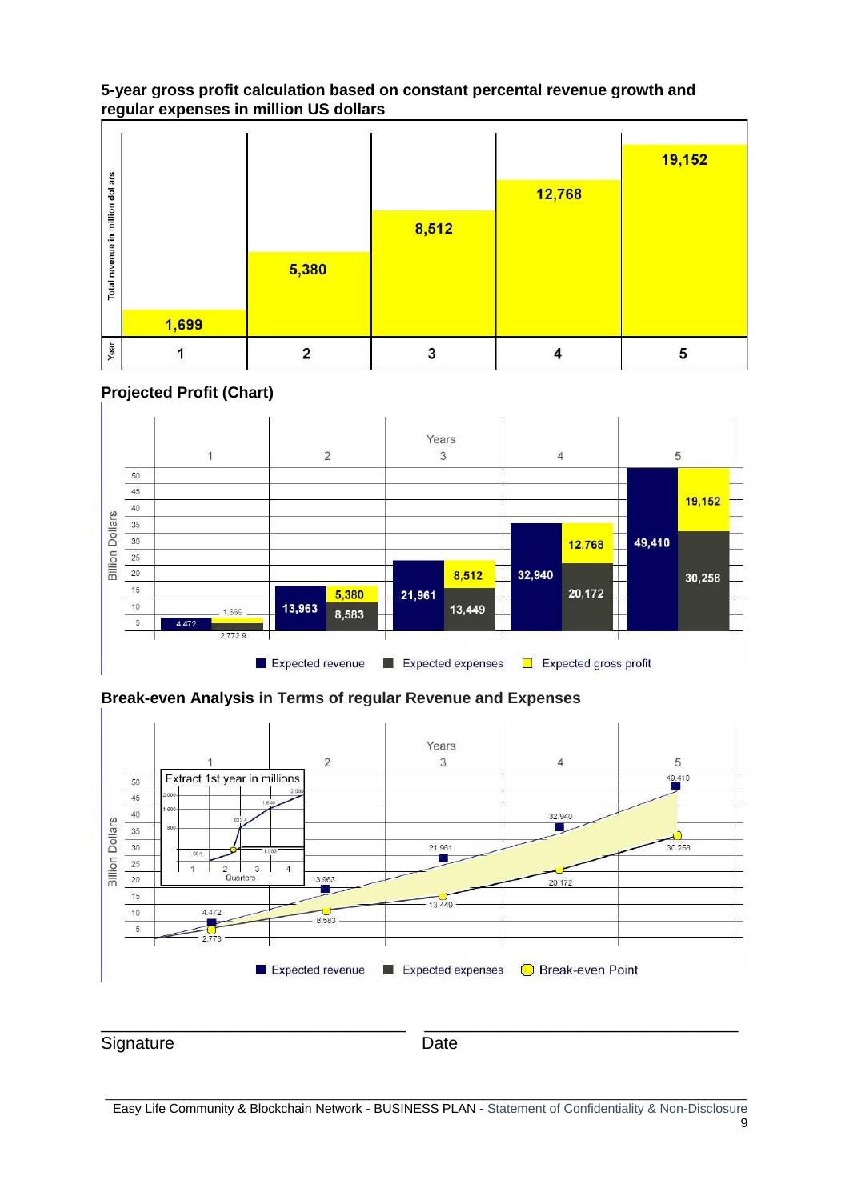**5-year gross profit calculation based on constant percental revenue growth and regular expenses in million US dollars**

| Year | 1 | 2 | 3 | 4 | 5 |
|---|---|---|---|---|---|
| Total revenue in million dollars | 1,699 | 5,380 | 8,512 | 12,768 | 19,152 |

**Projected Profit (Chart)**

| Years | 1 | 2 | 3 | 4 | 5 |
|---|---|---|---|---|---|
| Expected revenue | 4,472 | 13,963 | 21,961 | 32,940 | 49,410 |
| Expected expenses | 2,772.9 | 8,583 | 13,449 | 20,172 | 30,258 |
| Expected gross profit | 1,669 | 5,380 | 8,512 | 12,768 | 19,152 |

Billion Dollars

**Break-even Analysis in Terms of regular Revenue and Expenses**

| Years | 1 | 2 | 3 | 4 | 5 |
|---|---|---|---|---|---|
| Expected revenue | 4.472 | 13.963 | 21.961 | 32.940 | 49.410 |
| Expected expenses | 2.773 | 8.583 | 13.449 | 20.172 | 30.258 |

Billion Dollars

Extract 1st year in millions (Quarters 1–4): 1.004, 832.4, 1.083, 1.640, 2.000

Legend: Expected revenue, Expected expenses, Break-even Point

Signature

Date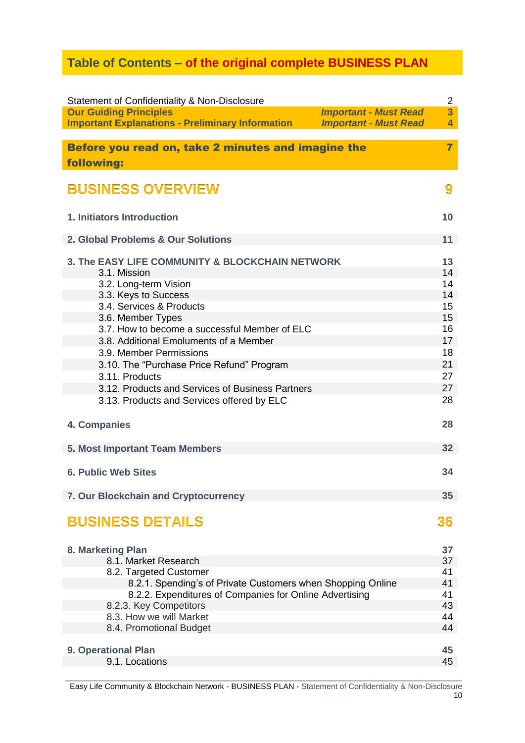## Table of Contents – of the original complete BUSINESS PLAN

| | | |
|---|---|---|
| Statement of Confidentiality & Non-Disclosure | | 2 |
| **Our Guiding Principles** | ***Important - Must Read*** | **3** |
| **Important Explanations - Preliminary Information** | ***Important - Must Read*** | **4** |

| | |
|---|---|
| **Before you read on, take 2 minutes and imagine the following:** | **7** |

| | |
|---|---|
| **BUSINESS OVERVIEW** | **9** |
| **1. Initiators Introduction** | **10** |
| **2. Global Problems & Our Solutions** | **11** |
| **3. The EASY LIFE COMMUNITY & BLOCKCHAIN NETWORK** | **13** |
| 3.1. Mission | 14 |
| 3.2. Long-term Vision | 14 |
| 3.3. Keys to Success | 14 |
| 3.4. Services & Products | 15 |
| 3.6. Member Types | 15 |
| 3.7. How to become a successful Member of ELC | 16 |
| 3.8. Additional Emoluments of a Member | 17 |
| 3.9. Member Permissions | 18 |
| 3.10. The “Purchase Price Refund” Program | 21 |
| 3.11. Products | 27 |
| 3.12. Products and Services of Business Partners | 27 |
| 3.13. Products and Services offered by ELC | 28 |
| **4. Companies** | **28** |
| **5. Most Important Team Members** | **32** |
| **6. Public Web Sites** | **34** |
| **7. Our Blockchain and Cryptocurrency** | **35** |
| **BUSINESS DETAILS** | **36** |
| **8. Marketing Plan** | **37** |
| 8.1. Market Research | 37 |
| 8.2. Targeted Customer | 41 |
| 8.2.1. Spending’s of Private Customers when Shopping Online | 41 |
| 8.2.2. Expenditures of Companies for Online Advertising | 41 |
| 8.2.3. Key Competitors | 43 |
| 8.3. How we will Market | 44 |
| 8.4. Promotional Budget | 44 |
| **9. Operational Plan** | **45** |
| 9.1. Locations | 45 |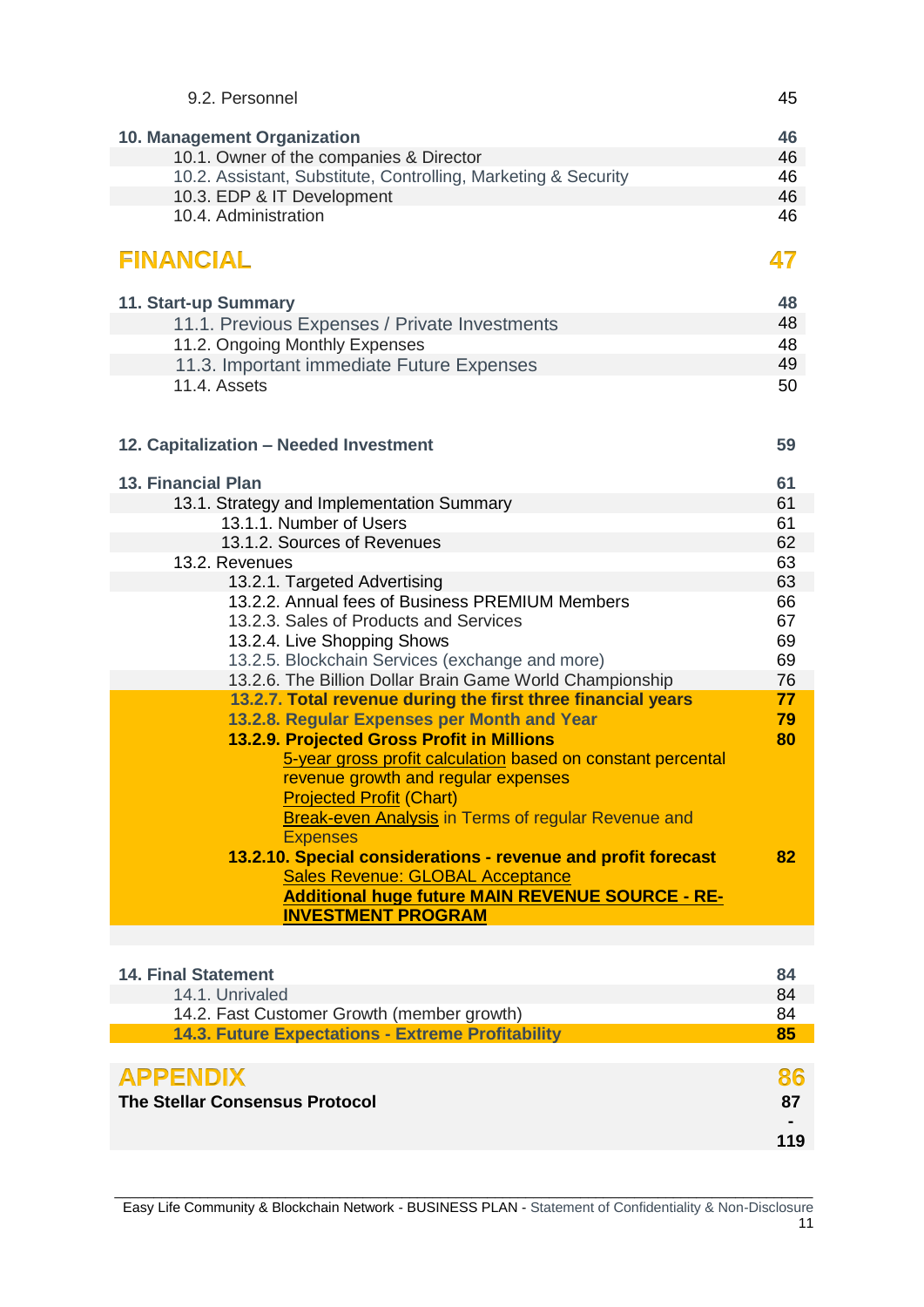| | |
|---|---|
| 9.2. Personnel | 45 |
| **10. Management Organization** | **46** |
| 10.1. Owner of the companies & Director | 46 |
| 10.2. Assistant, Substitute, Controlling, Marketing & Security | 46 |
| 10.3. EDP & IT Development | 46 |
| 10.4. Administration | 46 |
| **FINANCIAL** | **47** |
| **11. Start-up Summary** | **48** |
| 11.1. Previous Expenses / Private Investments | 48 |
| 11.2. Ongoing Monthly Expenses | 48 |
| 11.3. Important immediate Future Expenses | 49 |
| 11.4. Assets | 50 |
| **12. Capitalization – Needed Investment** | **59** |
| **13. Financial Plan** | **61** |
| 13.1. Strategy and Implementation Summary | 61 |
| 13.1.1. Number of Users | 61 |
| 13.1.2. Sources of Revenues | 62 |
| 13.2. Revenues | 63 |
| 13.2.1. Targeted Advertising | 63 |
| 13.2.2. Annual fees of Business PREMIUM Members | 66 |
| 13.2.3. Sales of Products and Services | 67 |
| 13.2.4. Live Shopping Shows | 69 |
| 13.2.5. Blockchain Services (exchange and more) | 69 |
| 13.2.6. The Billion Dollar Brain Game World Championship | 76 |
| **13.2.7. Total revenue during the first three financial years** | **77** |
| **13.2.8. Regular Expenses per Month and Year** | **79** |
| **13.2.9. Projected Gross Profit in Millions** | **80** |
| 5-year gross profit calculation based on constant percental revenue growth and regular expenses | |
| Projected Profit (Chart) | |
| Break-even Analysis in Terms of regular Revenue and Expenses | |
| **13.2.10. Special considerations - revenue and profit forecast** | **82** |
| Sales Revenue: GLOBAL Acceptance | |
| **Additional huge future MAIN REVENUE SOURCE - RE-INVESTMENT PROGRAM** | |
| **14. Final Statement** | **84** |
| 14.1. Unrivaled | 84 |
| 14.2. Fast Customer Growth (member growth) | 84 |
| **14.3. Future Expectations - Extreme Profitability** | **85** |
| **APPENDIX** | **86** |
| **The Stellar Consensus Protocol** | **87 - 119** |